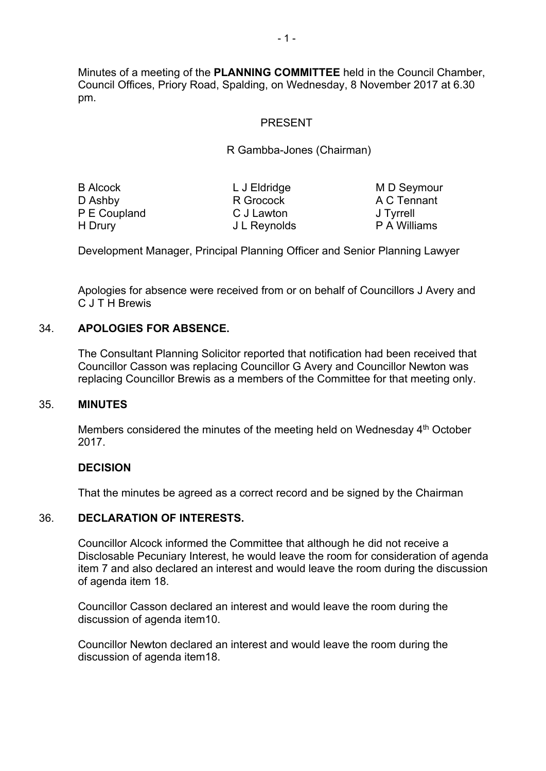Minutes of a meeting of the **PLANNING COMMITTEE** held in the Council Chamber, Council Offices, Priory Road, Spalding, on Wednesday, 8 November 2017 at 6.30 pm.

PRESENT

R Gambba-Jones (Chairman)

| | | |
|---|---|---|
| B Alcock | L J Eldridge | M D Seymour |
| D Ashby | R Grocock | A C Tennant |
| P E Coupland | C J Lawton | J Tyrrell |
| H Drury | J L Reynolds | P A Williams |

Development Manager, Principal Planning Officer and Senior Planning Lawyer

Apologies for absence were received from or on behalf of Councillors J Avery and C J T H Brewis

## 34. APOLOGIES FOR ABSENCE.

The Consultant Planning Solicitor reported that notification had been received that Councillor Casson was replacing Councillor G Avery and Councillor Newton was replacing Councillor Brewis as a members of the Committee for that meeting only.

## 35. MINUTES

Members considered the minutes of the meeting held on Wednesday 4th October 2017.

**DECISION**

That the minutes be agreed as a correct record and be signed by the Chairman

## 36. DECLARATION OF INTERESTS.

Councillor Alcock informed the Committee that although he did not receive a Disclosable Pecuniary Interest, he would leave the room for consideration of agenda item 7 and also declared an interest and would leave the room during the discussion of agenda item 18.

Councillor Casson declared an interest and would leave the room during the discussion of agenda item10.

Councillor Newton declared an interest and would leave the room during the discussion of agenda item18.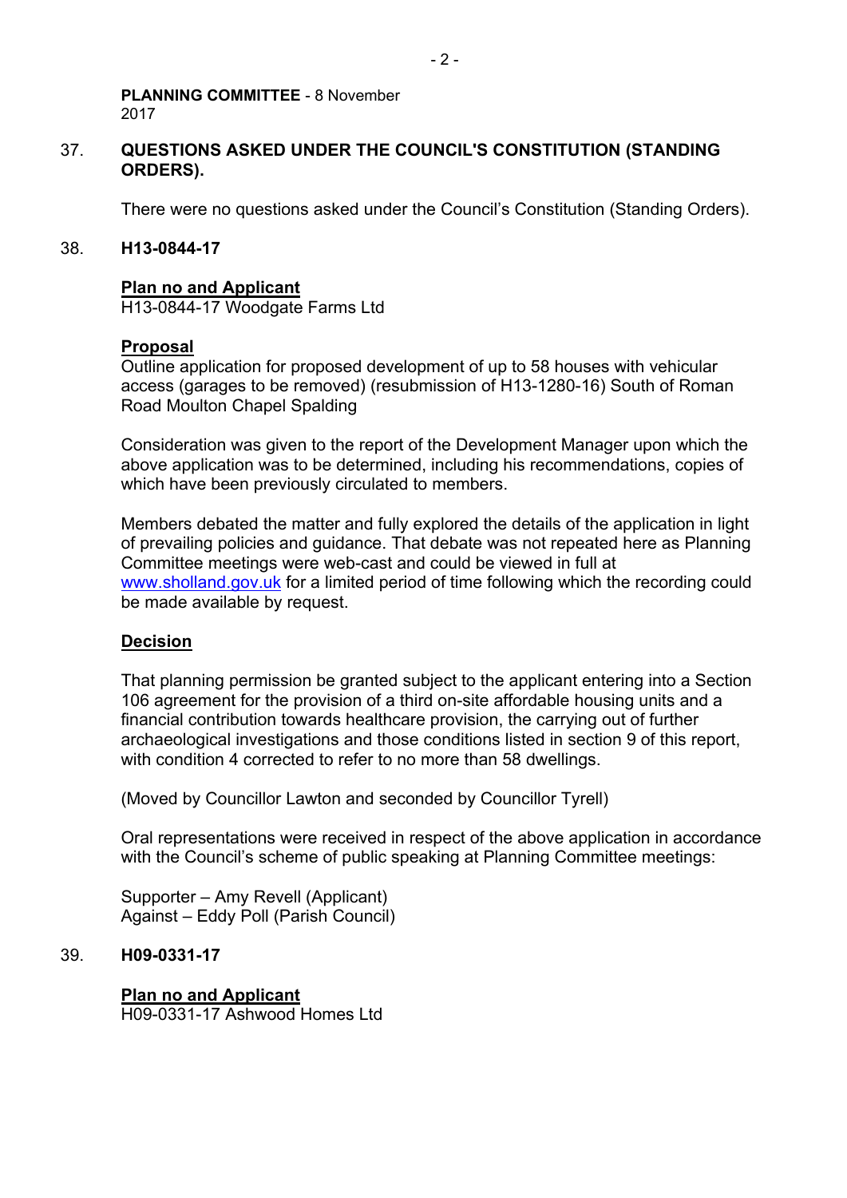**PLANNING COMMITTEE** - 8 November 2017

37. **QUESTIONS ASKED UNDER THE COUNCIL'S CONSTITUTION (STANDING ORDERS).**

There were no questions asked under the Council's Constitution (Standing Orders).

38. **H13-0844-17**

**Plan no and Applicant**
H13-0844-17 Woodgate Farms Ltd

**Proposal**
Outline application for proposed development of up to 58 houses with vehicular access (garages to be removed) (resubmission of H13-1280-16) South of Roman Road Moulton Chapel Spalding

Consideration was given to the report of the Development Manager upon which the above application was to be determined, including his recommendations, copies of which have been previously circulated to members.

Members debated the matter and fully explored the details of the application in light of prevailing policies and guidance. That debate was not repeated here as Planning Committee meetings were web-cast and could be viewed in full at www.sholland.gov.uk for a limited period of time following which the recording could be made available by request.

**Decision**

That planning permission be granted subject to the applicant entering into a Section 106 agreement for the provision of a third on-site affordable housing units and a financial contribution towards healthcare provision, the carrying out of further archaeological investigations and those conditions listed in section 9 of this report, with condition 4 corrected to refer to no more than 58 dwellings.

(Moved by Councillor Lawton and seconded by Councillor Tyrell)

Oral representations were received in respect of the above application in accordance with the Council's scheme of public speaking at Planning Committee meetings:

Supporter – Amy Revell (Applicant)
Against – Eddy Poll (Parish Council)

39. **H09-0331-17**

**Plan no and Applicant**
H09-0331-17 Ashwood Homes Ltd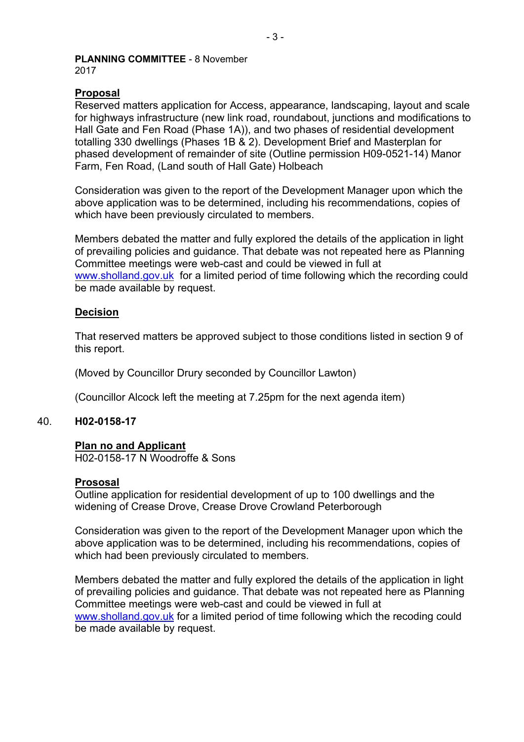**PLANNING COMMITTEE** - 8 November 2017

**Proposal**

Reserved matters application for Access, appearance, landscaping, layout and scale for highways infrastructure (new link road, roundabout, junctions and modifications to Hall Gate and Fen Road (Phase 1A)), and two phases of residential development totalling 330 dwellings (Phases 1B & 2). Development Brief and Masterplan for phased development of remainder of site (Outline permission H09-0521-14) Manor Farm, Fen Road, (Land south of Hall Gate) Holbeach

Consideration was given to the report of the Development Manager upon which the above application was to be determined, including his recommendations, copies of which have been previously circulated to members.

Members debated the matter and fully explored the details of the application in light of prevailing policies and guidance. That debate was not repeated here as Planning Committee meetings were web-cast and could be viewed in full at www.sholland.gov.uk for a limited period of time following which the recording could be made available by request.

**Decision**

That reserved matters be approved subject to those conditions listed in section 9 of this report.

(Moved by Councillor Drury seconded by Councillor Lawton)

(Councillor Alcock left the meeting at 7.25pm for the next agenda item)

40. **H02-0158-17**

**Plan no and Applicant**

H02-0158-17 N Woodroffe & Sons

**Prososal**

Outline application for residential development of up to 100 dwellings and the widening of Crease Drove, Crease Drove Crowland Peterborough

Consideration was given to the report of the Development Manager upon which the above application was to be determined, including his recommendations, copies of which had been previously circulated to members.

Members debated the matter and fully explored the details of the application in light of prevailing policies and guidance. That debate was not repeated here as Planning Committee meetings were web-cast and could be viewed in full at www.sholland.gov.uk for a limited period of time following which the recoding could be made available by request.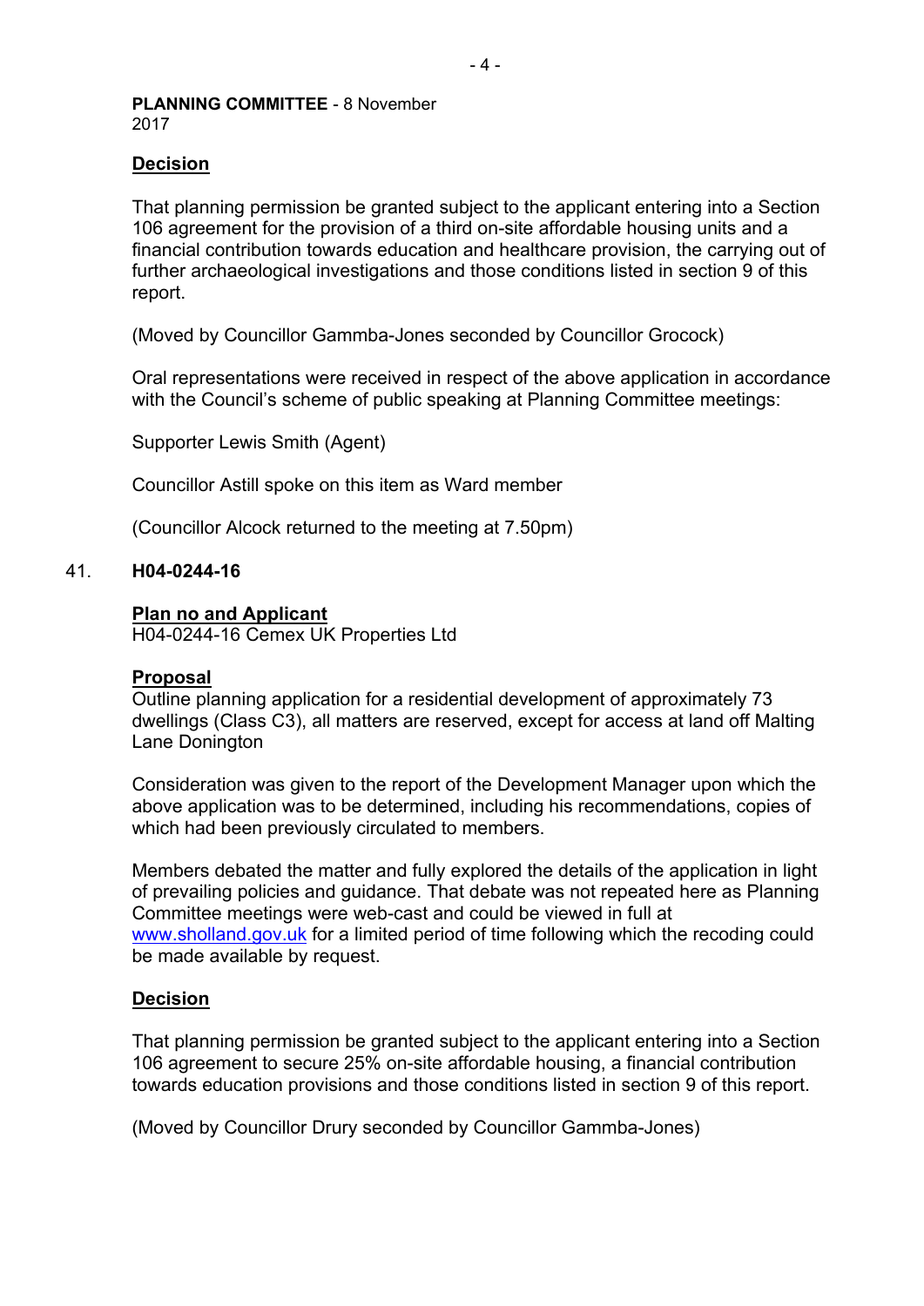**PLANNING COMMITTEE** - 8 November 2017

**Decision**

That planning permission be granted subject to the applicant entering into a Section 106 agreement for the provision of a third on-site affordable housing units and a financial contribution towards education and healthcare provision, the carrying out of further archaeological investigations and those conditions listed in section 9 of this report.

(Moved by Councillor Gammba-Jones seconded by Councillor Grocock)

Oral representations were received in respect of the above application in accordance with the Council's scheme of public speaking at Planning Committee meetings:

Supporter Lewis Smith (Agent)

Councillor Astill spoke on this item as Ward member

(Councillor Alcock returned to the meeting at 7.50pm)

41. **H04-0244-16**

**Plan no and Applicant**
H04-0244-16 Cemex UK Properties Ltd

**Proposal**
Outline planning application for a residential development of approximately 73 dwellings (Class C3), all matters are reserved, except for access at land off Malting Lane Donington

Consideration was given to the report of the Development Manager upon which the above application was to be determined, including his recommendations, copies of which had been previously circulated to members.

Members debated the matter and fully explored the details of the application in light of prevailing policies and guidance. That debate was not repeated here as Planning Committee meetings were web-cast and could be viewed in full at www.sholland.gov.uk for a limited period of time following which the recoding could be made available by request.

**Decision**

That planning permission be granted subject to the applicant entering into a Section 106 agreement to secure 25% on-site affordable housing, a financial contribution towards education provisions and those conditions listed in section 9 of this report.

(Moved by Councillor Drury seconded by Councillor Gammba-Jones)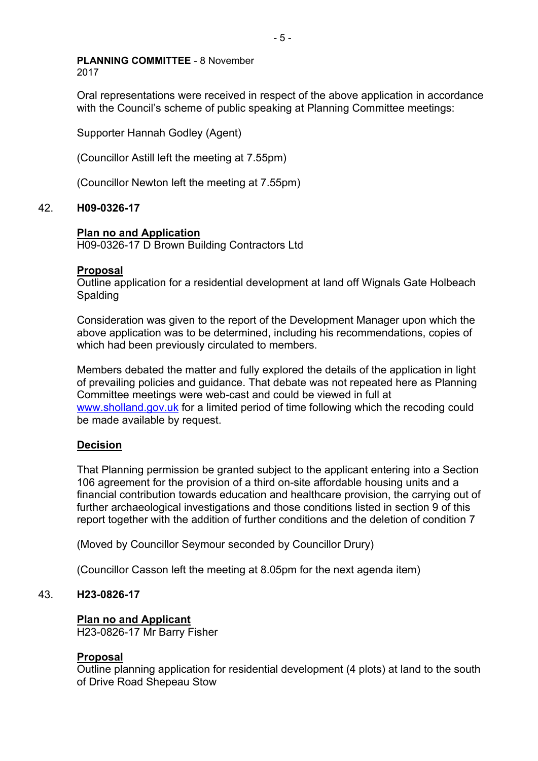Oral representations were received in respect of the above application in accordance with the Council's scheme of public speaking at Planning Committee meetings:

Supporter Hannah Godley (Agent)

(Councillor Astill left the meeting at 7.55pm)

(Councillor Newton left the meeting at 7.55pm)

## 42. H09-0326-17

**Plan no and Application**
H09-0326-17 D Brown Building Contractors Ltd

**Proposal**
Outline application for a residential development at land off Wignals Gate Holbeach Spalding

Consideration was given to the report of the Development Manager upon which the above application was to be determined, including his recommendations, copies of which had been previously circulated to members.

Members debated the matter and fully explored the details of the application in light of prevailing policies and guidance. That debate was not repeated here as Planning Committee meetings were web-cast and could be viewed in full at www.sholland.gov.uk for a limited period of time following which the recoding could be made available by request.

**Decision**

That Planning permission be granted subject to the applicant entering into a Section 106 agreement for the provision of a third on-site affordable housing units and a financial contribution towards education and healthcare provision, the carrying out of further archaeological investigations and those conditions listed in section 9 of this report together with the addition of further conditions and the deletion of condition 7

(Moved by Councillor Seymour seconded by Councillor Drury)

(Councillor Casson left the meeting at 8.05pm for the next agenda item)

## 43. H23-0826-17

**Plan no and Applicant**
H23-0826-17 Mr Barry Fisher

**Proposal**
Outline planning application for residential development (4 plots) at land to the south of Drive Road Shepeau Stow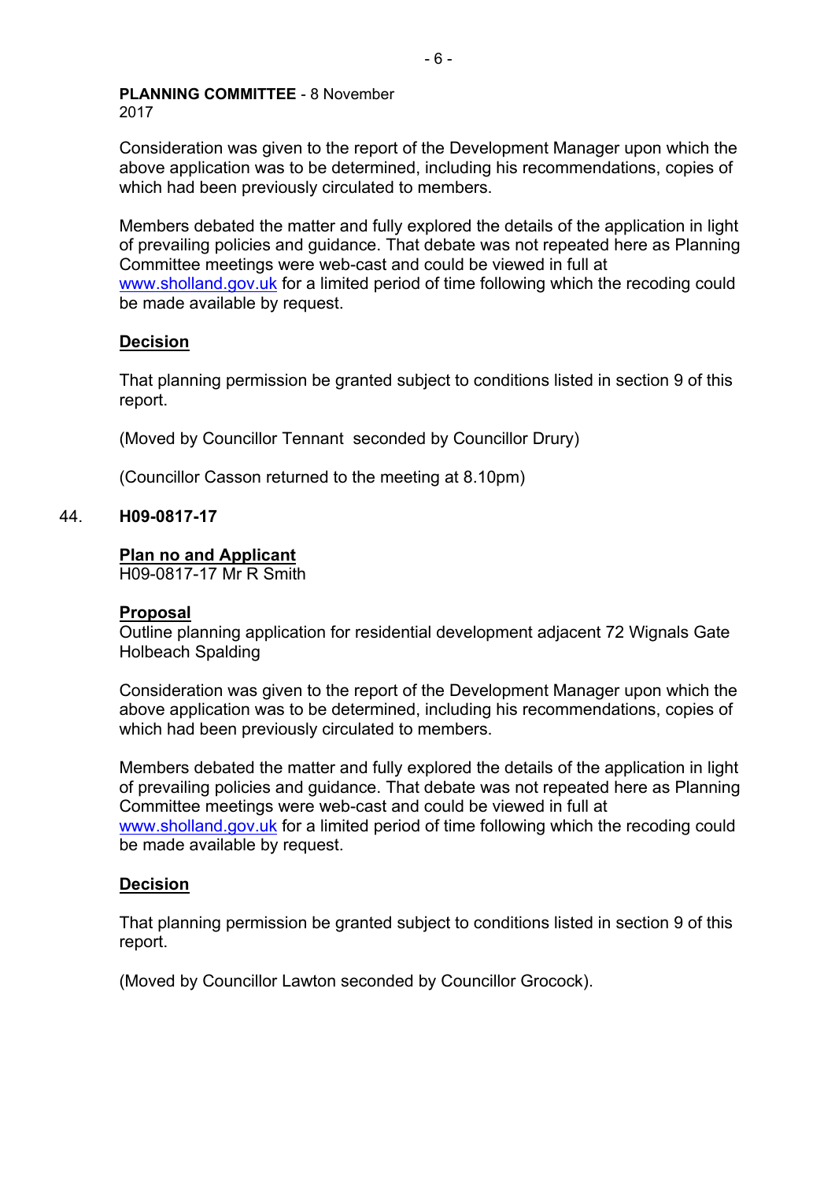**PLANNING COMMITTEE** - 8 November 2017

Consideration was given to the report of the Development Manager upon which the above application was to be determined, including his recommendations, copies of which had been previously circulated to members.

Members debated the matter and fully explored the details of the application in light of prevailing policies and guidance. That debate was not repeated here as Planning Committee meetings were web-cast and could be viewed in full at www.sholland.gov.uk for a limited period of time following which the recoding could be made available by request.

**Decision**

That planning permission be granted subject to conditions listed in section 9 of this report.

(Moved by Councillor Tennant seconded by Councillor Drury)

(Councillor Casson returned to the meeting at 8.10pm)

44. **H09-0817-17**

**Plan no and Applicant**
H09-0817-17 Mr R Smith

**Proposal**
Outline planning application for residential development adjacent 72 Wignals Gate Holbeach Spalding

Consideration was given to the report of the Development Manager upon which the above application was to be determined, including his recommendations, copies of which had been previously circulated to members.

Members debated the matter and fully explored the details of the application in light of prevailing policies and guidance. That debate was not repeated here as Planning Committee meetings were web-cast and could be viewed in full at www.sholland.gov.uk for a limited period of time following which the recoding could be made available by request.

**Decision**

That planning permission be granted subject to conditions listed in section 9 of this report.

(Moved by Councillor Lawton seconded by Councillor Grocock).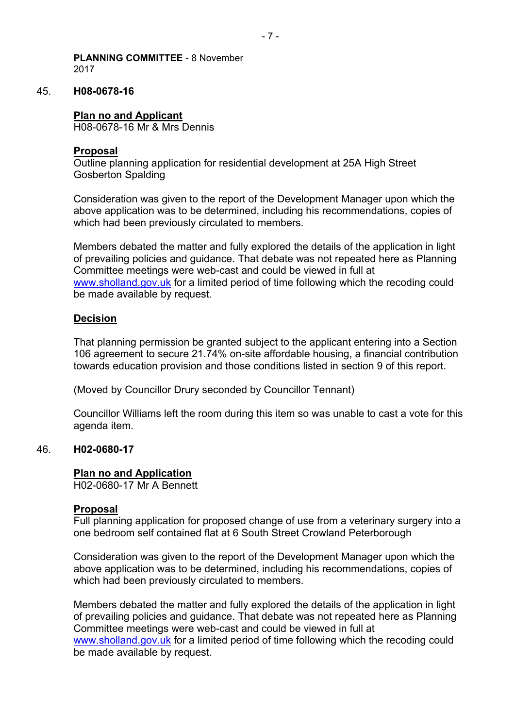**PLANNING COMMITTEE** - 8 November 2017

45. **H08-0678-16**

**Plan no and Applicant**
H08-0678-16 Mr & Mrs Dennis

**Proposal**
Outline planning application for residential development at 25A High Street Gosberton Spalding

Consideration was given to the report of the Development Manager upon which the above application was to be determined, including his recommendations, copies of which had been previously circulated to members.

Members debated the matter and fully explored the details of the application in light of prevailing policies and guidance. That debate was not repeated here as Planning Committee meetings were web-cast and could be viewed in full at www.sholland.gov.uk for a limited period of time following which the recoding could be made available by request.

**Decision**

That planning permission be granted subject to the applicant entering into a Section 106 agreement to secure 21.74% on-site affordable housing, a financial contribution towards education provision and those conditions listed in section 9 of this report.

(Moved by Councillor Drury seconded by Councillor Tennant)

Councillor Williams left the room during this item so was unable to cast a vote for this agenda item.

46. **H02-0680-17**

**Plan no and Application**
H02-0680-17 Mr A Bennett

**Proposal**
Full planning application for proposed change of use from a veterinary surgery into a one bedroom self contained flat at 6 South Street Crowland Peterborough

Consideration was given to the report of the Development Manager upon which the above application was to be determined, including his recommendations, copies of which had been previously circulated to members.

Members debated the matter and fully explored the details of the application in light of prevailing policies and guidance. That debate was not repeated here as Planning Committee meetings were web-cast and could be viewed in full at www.sholland.gov.uk for a limited period of time following which the recoding could be made available by request.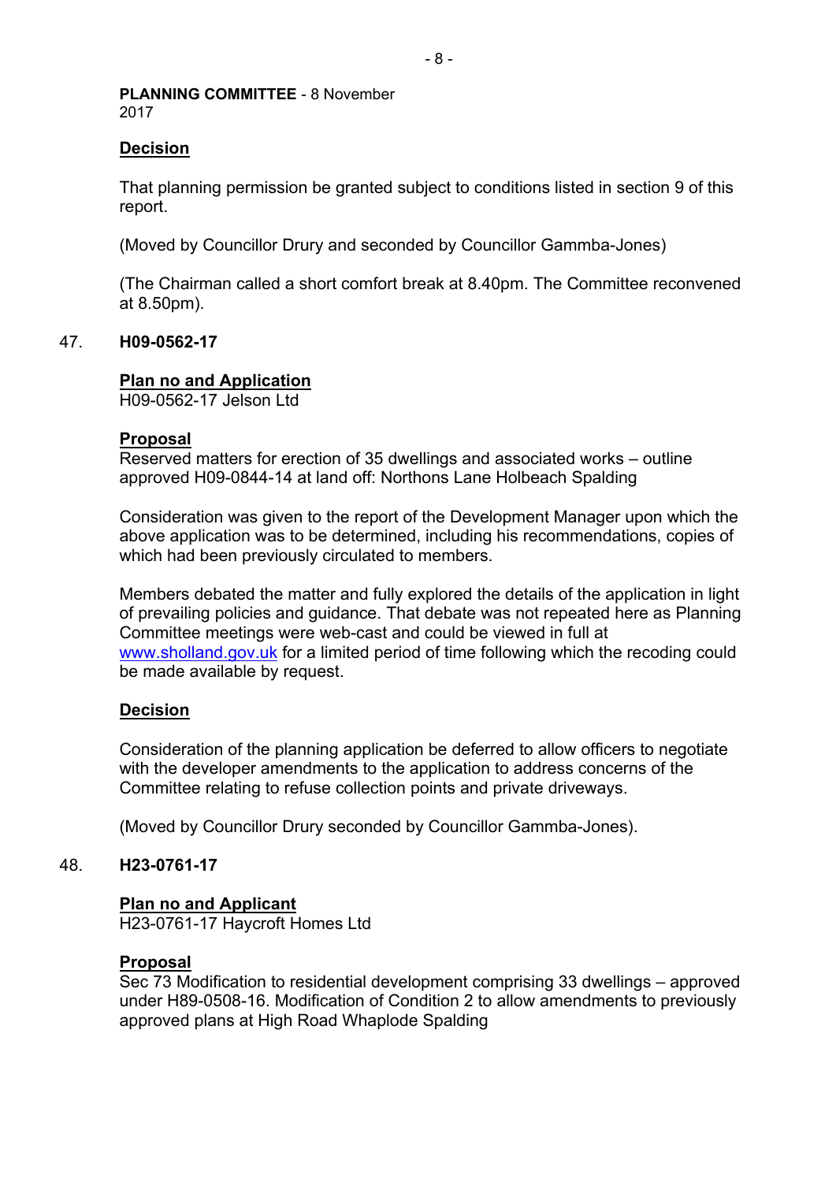**Decision**

That planning permission be granted subject to conditions listed in section 9 of this report.

(Moved by Councillor Drury and seconded by Councillor Gamma-Jones)

(The Chairman called a short comfort break at 8.40pm. The Committee reconvened at 8.50pm).

47. **H09-0562-17**

**Plan no and Application**
H09-0562-17 Jelson Ltd

**Proposal**
Reserved matters for erection of 35 dwellings and associated works – outline approved H09-0844-14 at land off: Northons Lane Holbeach Spalding

Consideration was given to the report of the Development Manager upon which the above application was to be determined, including his recommendations, copies of which had been previously circulated to members.

Members debated the matter and fully explored the details of the application in light of prevailing policies and guidance. That debate was not repeated here as Planning Committee meetings were web-cast and could be viewed in full at www.sholland.gov.uk for a limited period of time following which the recoding could be made available by request.

**Decision**

Consideration of the planning application be deferred to allow officers to negotiate with the developer amendments to the application to address concerns of the Committee relating to refuse collection points and private driveways.

(Moved by Councillor Drury seconded by Councillor Gamma-Jones).

48. **H23-0761-17**

**Plan no and Applicant**
H23-0761-17 Haycroft Homes Ltd

**Proposal**
Sec 73 Modification to residential development comprising 33 dwellings – approved under H89-0508-16. Modification of Condition 2 to allow amendments to previously approved plans at High Road Whaplode Spalding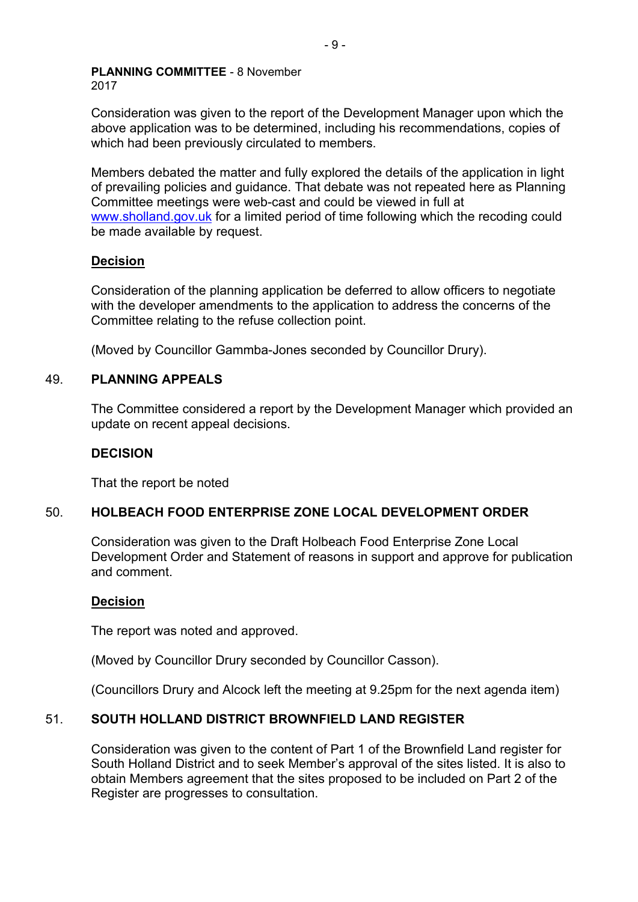**PLANNING COMMITTEE** - 8 November 2017

Consideration was given to the report of the Development Manager upon which the above application was to be determined, including his recommendations, copies of which had been previously circulated to members.

Members debated the matter and fully explored the details of the application in light of prevailing policies and guidance. That debate was not repeated here as Planning Committee meetings were web-cast and could be viewed in full at www.sholland.gov.uk for a limited period of time following which the recoding could be made available by request.

**Decision**

Consideration of the planning application be deferred to allow officers to negotiate with the developer amendments to the application to address the concerns of the Committee relating to the refuse collection point.

(Moved by Councillor Gammba-Jones seconded by Councillor Drury).

## 49. PLANNING APPEALS

The Committee considered a report by the Development Manager which provided an update on recent appeal decisions.

**DECISION**

That the report be noted

## 50. HOLBEACH FOOD ENTERPRISE ZONE LOCAL DEVELOPMENT ORDER

Consideration was given to the Draft Holbeach Food Enterprise Zone Local Development Order and Statement of reasons in support and approve for publication and comment.

**Decision**

The report was noted and approved.

(Moved by Councillor Drury seconded by Councillor Casson).

(Councillors Drury and Alcock left the meeting at 9.25pm for the next agenda item)

## 51. SOUTH HOLLAND DISTRICT BROWNFIELD LAND REGISTER

Consideration was given to the content of Part 1 of the Brownfield Land register for South Holland District and to seek Member's approval of the sites listed. It is also to obtain Members agreement that the sites proposed to be included on Part 2 of the Register are progresses to consultation.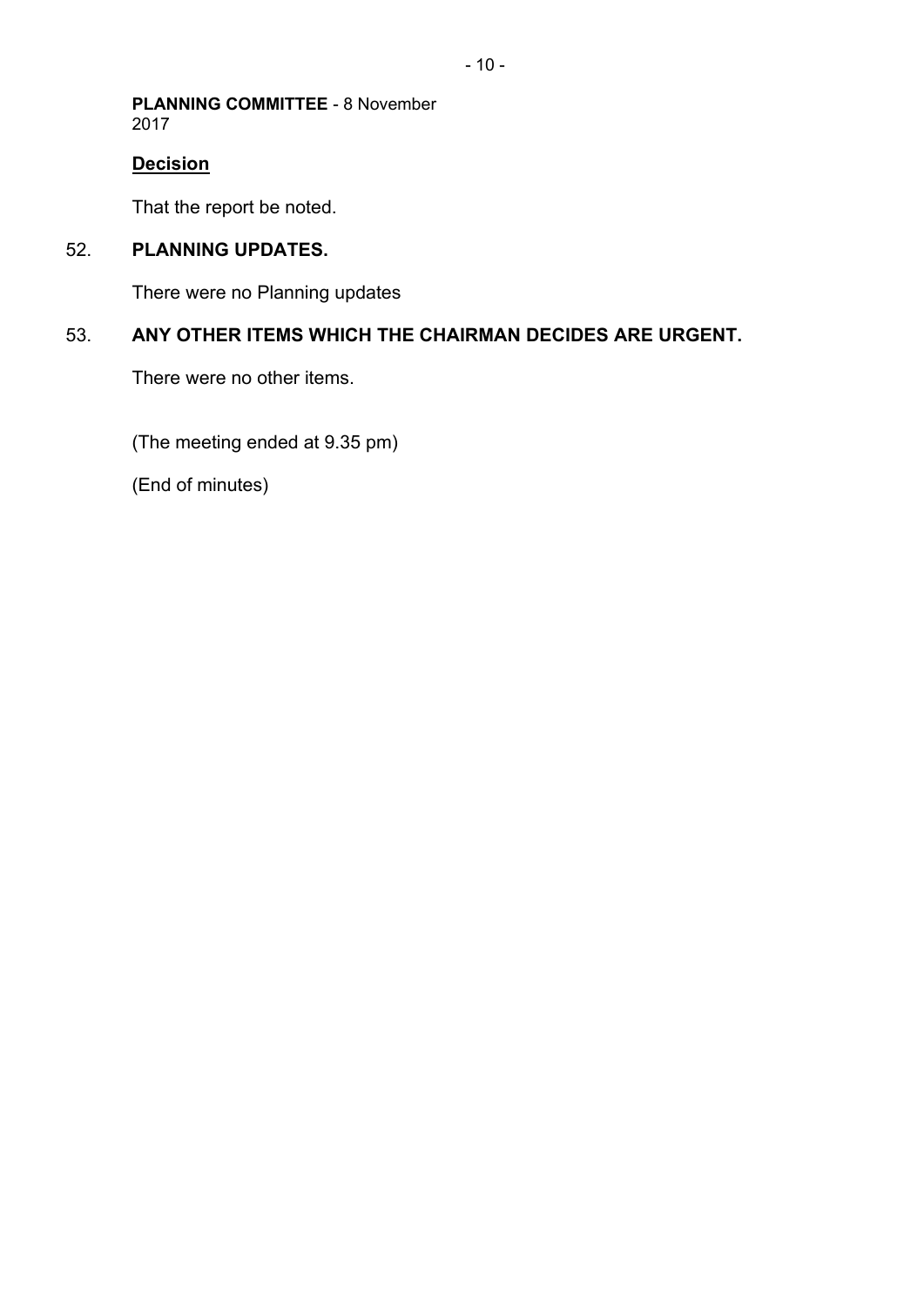**Decision**

That the report be noted.

52. **PLANNING UPDATES.**

There were no Planning updates

53. **ANY OTHER ITEMS WHICH THE CHAIRMAN DECIDES ARE URGENT.**

There were no other items.

(The meeting ended at 9.35 pm)

(End of minutes)